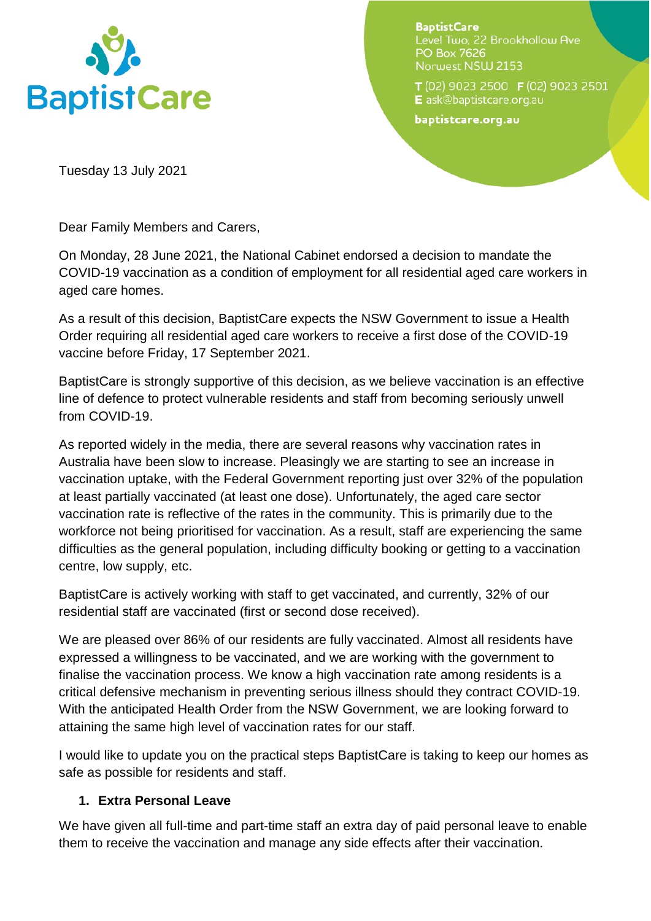BaptistCare
Level Two, 22 Brookhollow Ave
PO Box 7626
Norwest NSW 2153

T (02) 9023 2500 F (02) 9023 2501
E ask@baptistcare.org.au

baptistcare.org.au

Tuesday 13 July 2021

Dear Family Members and Carers,

On Monday, 28 June 2021, the National Cabinet endorsed a decision to mandate the COVID-19 vaccination as a condition of employment for all residential aged care workers in aged care homes.

As a result of this decision, BaptistCare expects the NSW Government to issue a Health Order requiring all residential aged care workers to receive a first dose of the COVID-19 vaccine before Friday, 17 September 2021.

BaptistCare is strongly supportive of this decision, as we believe vaccination is an effective line of defence to protect vulnerable residents and staff from becoming seriously unwell from COVID-19.

As reported widely in the media, there are several reasons why vaccination rates in Australia have been slow to increase. Pleasingly we are starting to see an increase in vaccination uptake, with the Federal Government reporting just over 32% of the population at least partially vaccinated (at least one dose). Unfortunately, the aged care sector vaccination rate is reflective of the rates in the community. This is primarily due to the workforce not being prioritised for vaccination. As a result, staff are experiencing the same difficulties as the general population, including difficulty booking or getting to a vaccination centre, low supply, etc.

BaptistCare is actively working with staff to get vaccinated, and currently, 32% of our residential staff are vaccinated (first or second dose received).

We are pleased over 86% of our residents are fully vaccinated. Almost all residents have expressed a willingness to be vaccinated, and we are working with the government to finalise the vaccination process. We know a high vaccination rate among residents is a critical defensive mechanism in preventing serious illness should they contract COVID-19. With the anticipated Health Order from the NSW Government, we are looking forward to attaining the same high level of vaccination rates for our staff.

I would like to update you on the practical steps BaptistCare is taking to keep our homes as safe as possible for residents and staff.

1. **Extra Personal Leave**

We have given all full-time and part-time staff an extra day of paid personal leave to enable them to receive the vaccination and manage any side effects after their vaccination.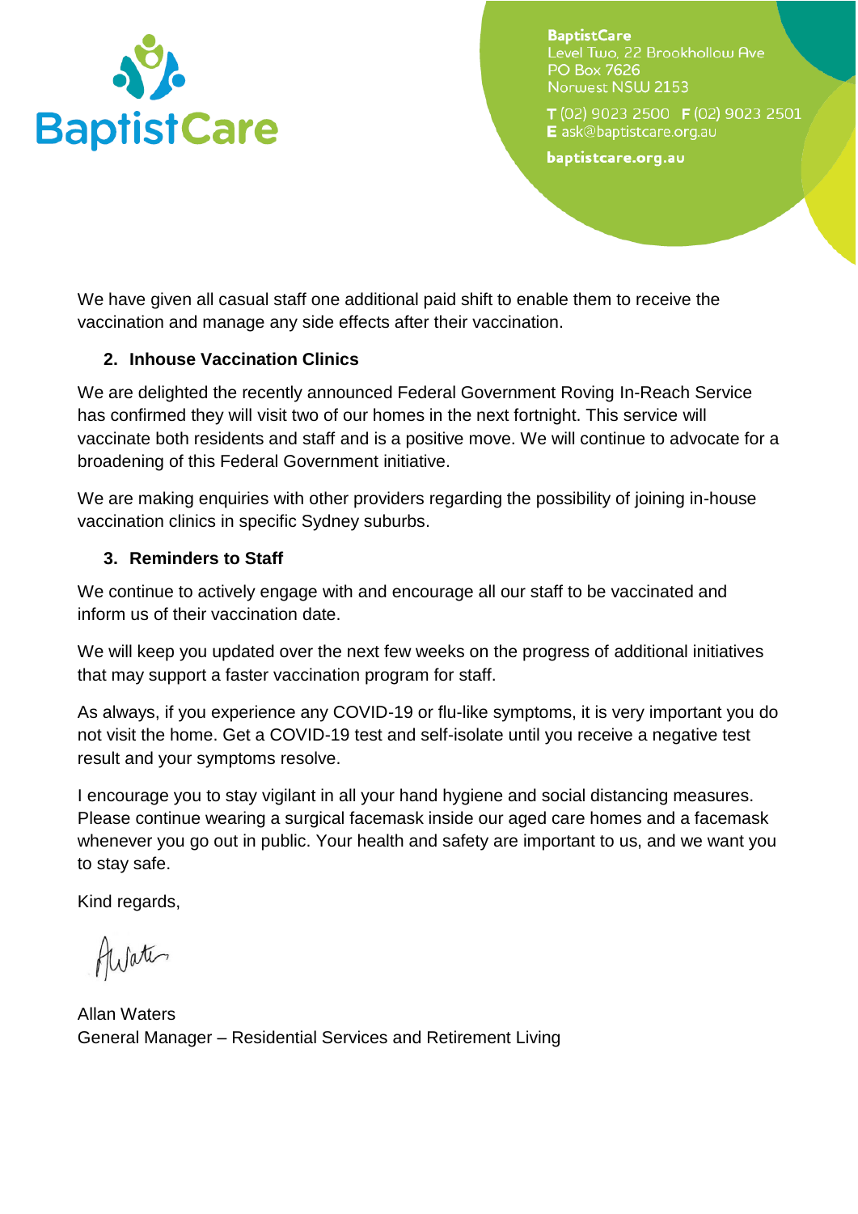BaptistCare
Level Two, 22 Brookhollow Ave
PO Box 7626
Norwest NSW 2153

T (02) 9023 2500 F (02) 9023 2501
E ask@baptistcare.org.au

baptistcare.org.au

We have given all casual staff one additional paid shift to enable them to receive the vaccination and manage any side effects after their vaccination.

2. **Inhouse Vaccination Clinics**

We are delighted the recently announced Federal Government Roving In-Reach Service has confirmed they will visit two of our homes in the next fortnight. This service will vaccinate both residents and staff and is a positive move. We will continue to advocate for a broadening of this Federal Government initiative.

We are making enquiries with other providers regarding the possibility of joining in-house vaccination clinics in specific Sydney suburbs.

3. **Reminders to Staff**

We continue to actively engage with and encourage all our staff to be vaccinated and inform us of their vaccination date.

We will keep you updated over the next few weeks on the progress of additional initiatives that may support a faster vaccination program for staff.

As always, if you experience any COVID-19 or flu-like symptoms, it is very important you do not visit the home. Get a COVID-19 test and self-isolate until you receive a negative test result and your symptoms resolve.

I encourage you to stay vigilant in all your hand hygiene and social distancing measures. Please continue wearing a surgical facemask inside our aged care homes and a facemask whenever you go out in public. Your health and safety are important to us, and we want you to stay safe.

Kind regards,

Allan Waters
General Manager – Residential Services and Retirement Living